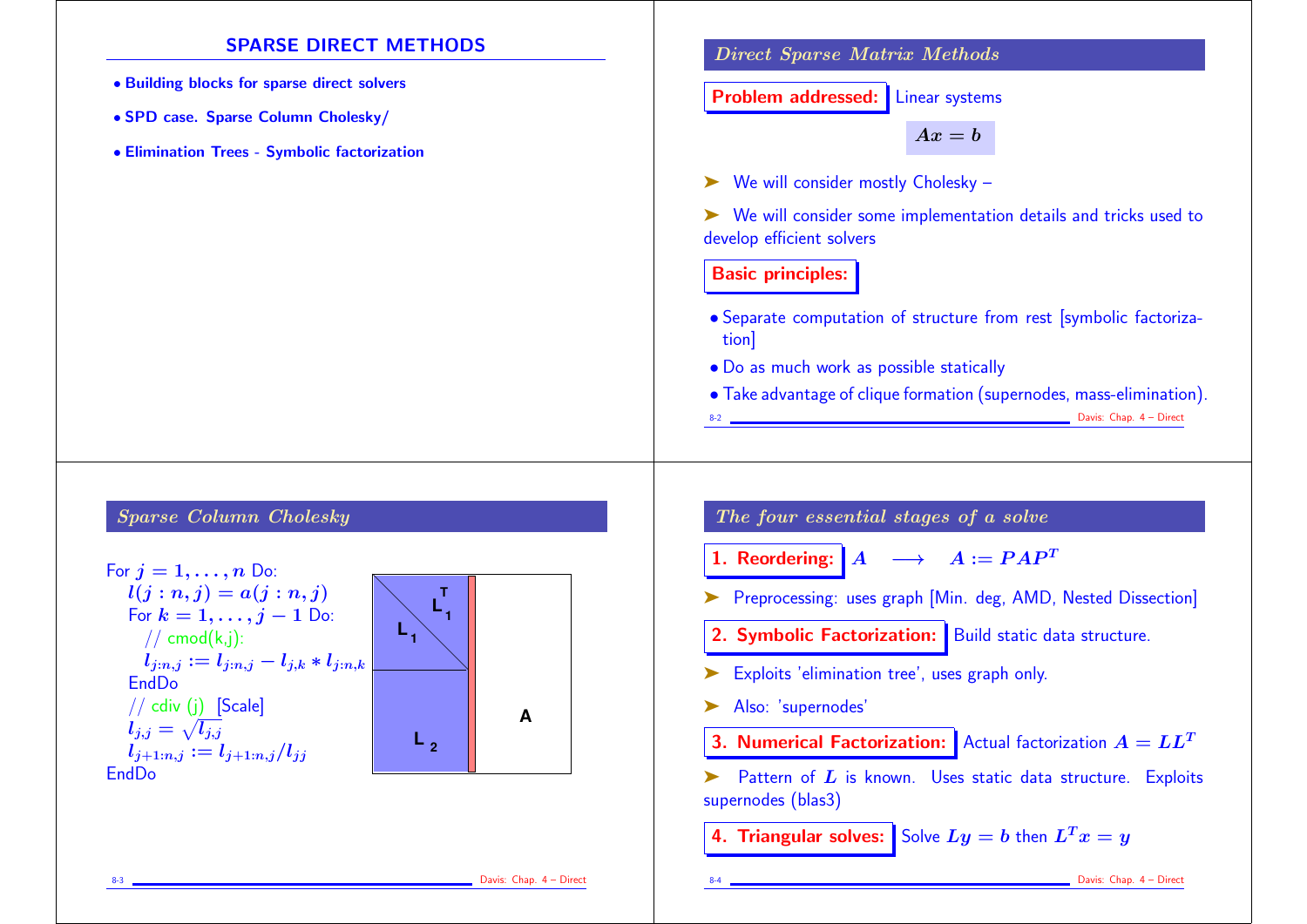## SPARSE DIRECT METHODS

- Building blocks for sparse direct solvers
- SPD case. Sparse Column Cholesky/
- Elimination Trees - Symbolic factorization

### Direct Sparse Matrix Methods

**Problem addressed:** Linear systems

$$Ax = b$$

➤ We will consider mostly Cholesky –

➤ We will consider some implementation details and tricks used to develop efficient solvers

**Basic principles:**

- Separate computation of structure from rest [symbolic factorization]
- Do as much work as possible statically
- Take advantage of clique formation (supernodes, mass-elimination).

### Sparse Column Cholesky

For $j = 1, \ldots, n$ Do:
  $l(j:n, j) = a(j:n, j)$
  For $k = 1, \ldots, j-1$ Do:
    // cmod(k,j):
    $l_{j:n,j} := l_{j:n,j} - l_{j,k} * l_{j:n,k}$
  EndDo
  // cdiv (j) [Scale]
  $l_{j,j} = \sqrt{l_{j,j}}$
  $l_{j+1:n,j} := l_{j+1:n,j}/l_{jj}$
EndDo

$L_1$, $L_1^T$, $L_2$, $A$

### The four essential stages of a solve

**1. Reordering:** $A \quad \longrightarrow \quad A := PAP^T$

➤ Preprocessing: uses graph [Min. deg, AMD, Nested Dissection]

**2. Symbolic Factorization:** Build static data structure.

➤ Exploits 'elimination tree', uses graph only.

➤ Also: 'supernodes'

**3. Numerical Factorization:** Actual factorization $A = LL^T$

➤ Pattern of $L$ is known. Uses static data structure. Exploits supernodes (blas3)

**4. Triangular solves:** Solve $Ly = b$ then $L^T x = y$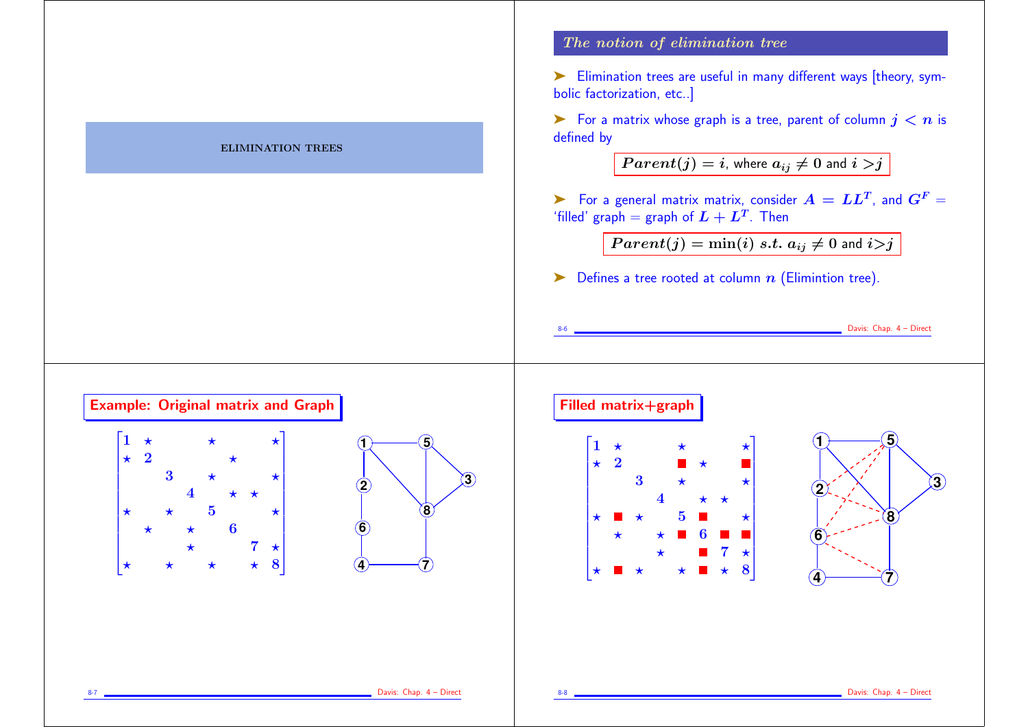## ELIMINATION TREES

## The notion of elimination tree

- Elimination trees are useful in many different ways [theory, symbolic factorization, etc..]
- For a matrix whose graph is a tree, parent of column $j < n$ is defined by

$$Parent(j) = i, \text{ where } a_{ij} \neq 0 \text{ and } i > j$$

- For a general matrix matrix, consider $A = LL^T$, and $G^F$ = 'filled' graph = graph of $L + L^T$. Then

$$Parent(j) = \min(i) \; s.t. \; a_{ij} \neq 0 \text{ and } i > j$$

- Defines a tree rooted at column $n$ (Elimintion tree).

## Example: Original matrix and Graph

$$\begin{bmatrix}
1 & \star & & & \star & & & \star \\
\star & 2 & & & & \star & & \\
& & 3 & & \star & & & \star \\
& & & 4 & & \star & \star & \\
\star & & \star & & 5 & & & \star \\
& \star & & \star & & 6 & & \\
& & & \star & & & 7 & \star \\
\star & & \star & & \star & & \star & 8
\end{bmatrix}$$

## Filled matrix+graph

$$\begin{bmatrix}
1 & \star & & & \star & & & \star \\
\star & 2 & & & \blacksquare & \star & & \blacksquare \\
& & 3 & & \star & & & \star \\
& & & 4 & & \star & \star & \\
\star & \blacksquare & \star & & 5 & \blacksquare & & \star \\
& \star & & \star & \blacksquare & 6 & \blacksquare & \blacksquare \\
& & & \star & & \blacksquare & 7 & \star \\
\star & \blacksquare & \star & & \star & \blacksquare & \star & 8
\end{bmatrix}$$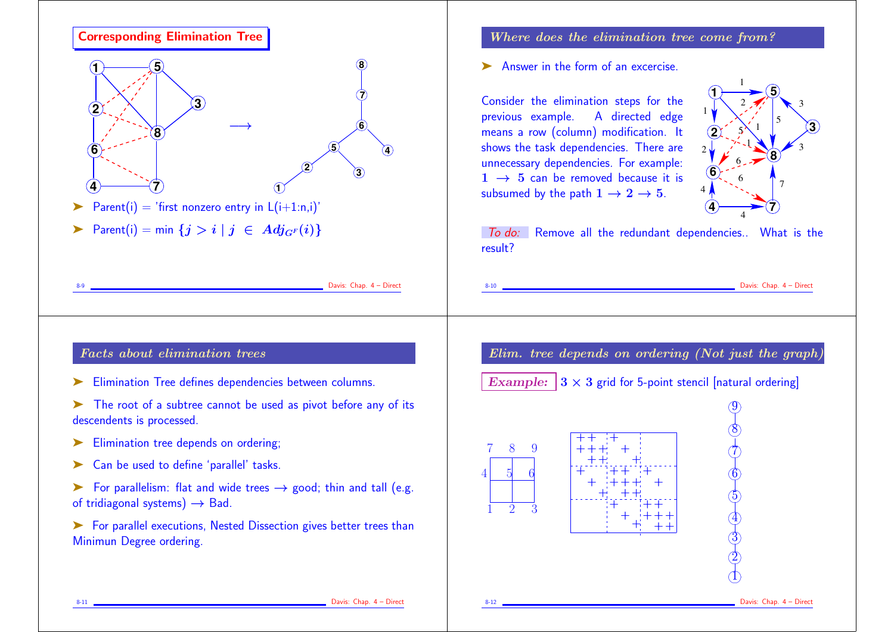## Corresponding Elimination Tree

- Parent(i) = 'first nonzero entry in L(i+1:n,i)'
- Parent(i) = min $\{j > i \mid j \in Adj_{G^F}(i)\}$

## Where does the elimination tree come from?

- Answer in the form of an excercise.

Consider the elimination steps for the previous example. A directed edge means a row (column) modification. It shows the task dependencies. There are unnecessary dependencies. For example: $\mathbf{1} \rightarrow \mathbf{5}$ can be removed because it is subsumed by the path $\mathbf{1} \rightarrow \mathbf{2} \rightarrow \mathbf{5}$.

*To do:* Remove all the redundant dependencies.. What is the result?

## Facts about elimination trees

- Elimination Tree defines dependencies between columns.
- The root of a subtree cannot be used as pivot before any of its descendents is processed.
- Elimination tree depends on ordering;
- Can be used to define 'parallel' tasks.
- For parallelism: flat and wide trees $\rightarrow$ good; thin and tall (e.g. of tridiagonal systems) $\rightarrow$ Bad.
- For parallel executions, Nested Dissection gives better trees than Minimun Degree ordering.

## Elim. tree depends on ordering (Not just the graph)

**Example:** $3 \times 3$ grid for 5-point stencil [natural ordering]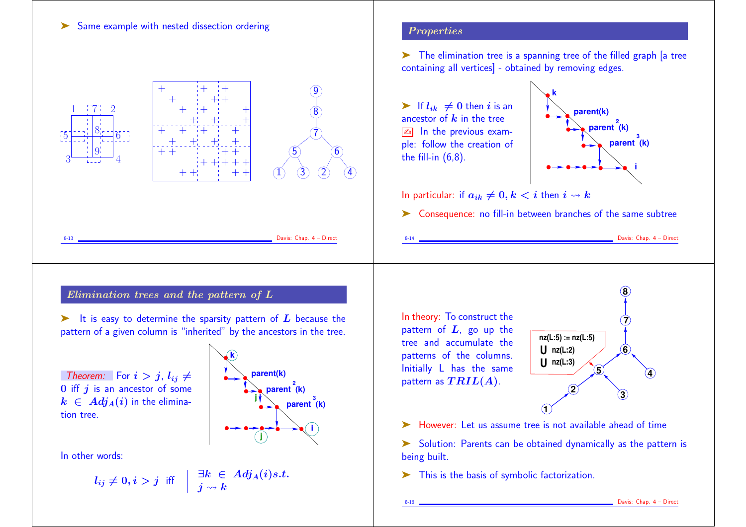➤ Same example with nested dissection ordering

## Properties

➤ The elimination tree is a spanning tree of the filled graph [a tree containing all vertices] - obtained by removing edges.

➤ If $l_{ik} \neq 0$ then $i$ is an ancestor of $k$ in the tree

In the previous example: follow the creation of the fill-in (6,8).

In particular: if $a_{ik} \neq 0, k < i$ then $i \rightsquigarrow k$

➤ Consequence: no fill-in between branches of the same subtree

## Elimination trees and the pattern of $L$

➤ It is easy to determine the sparsity pattern of $L$ because the pattern of a given column is "inherited" by the ancestors in the tree.

*Theorem:* For $i > j$, $l_{ij} \neq 0$ iff $j$ is an ancestor of some $k \in Adj_A(i)$ in the elimination tree.

In other words:

$$l_{ij} \neq 0, i > j \quad \text{iff} \quad \left| \begin{array}{l} \exists k \in Adj_A(i) s.t. \\ j \rightsquigarrow k \end{array} \right.$$

In theory: To construct the pattern of $L$, go up the tree and accumulate the patterns of the columns. Initially L has the same pattern as $TRIL(A)$.

➤ However: Let us assume tree is not available ahead of time

➤ Solution: Parents can be obtained dynamically as the pattern is being built.

➤ This is the basis of symbolic factorization.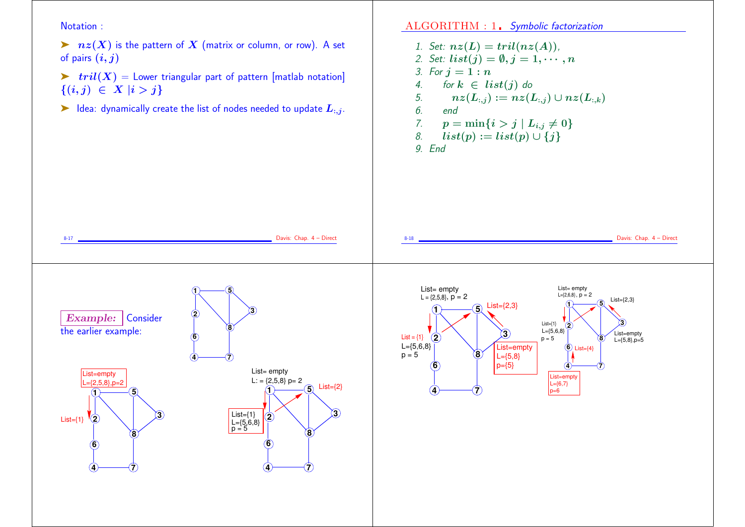Notation :

- $nz(X)$ is the pattern of $X$ (matrix or column, or row). A set of pairs $(i, j)$
- $tril(X)$ = Lower triangular part of pattern [matlab notation] $\{(i, j) \in X \mid i > j\}$
- Idea: dynamically create the list of nodes needed to update $L_{:,j}$.

## ALGORITHM : 1. *Symbolic factorization*

1. Set: $nz(L) = tril(nz(A))$,
2. Set: $list(j) = \emptyset, j = 1, \cdots, n$
3. For $j = 1 : n$
4. for $k \in list(j)$ do
5. $nz(L_{:,j}) := nz(L_{:,j}) \cup nz(L_{:,k})$
6. end
7. $p = \min\{i > j \mid L_{i,j} \neq 0\}$
8. $list(p) := list(p) \cup \{j\}$
9. End

***Example:*** Consider the earlier example: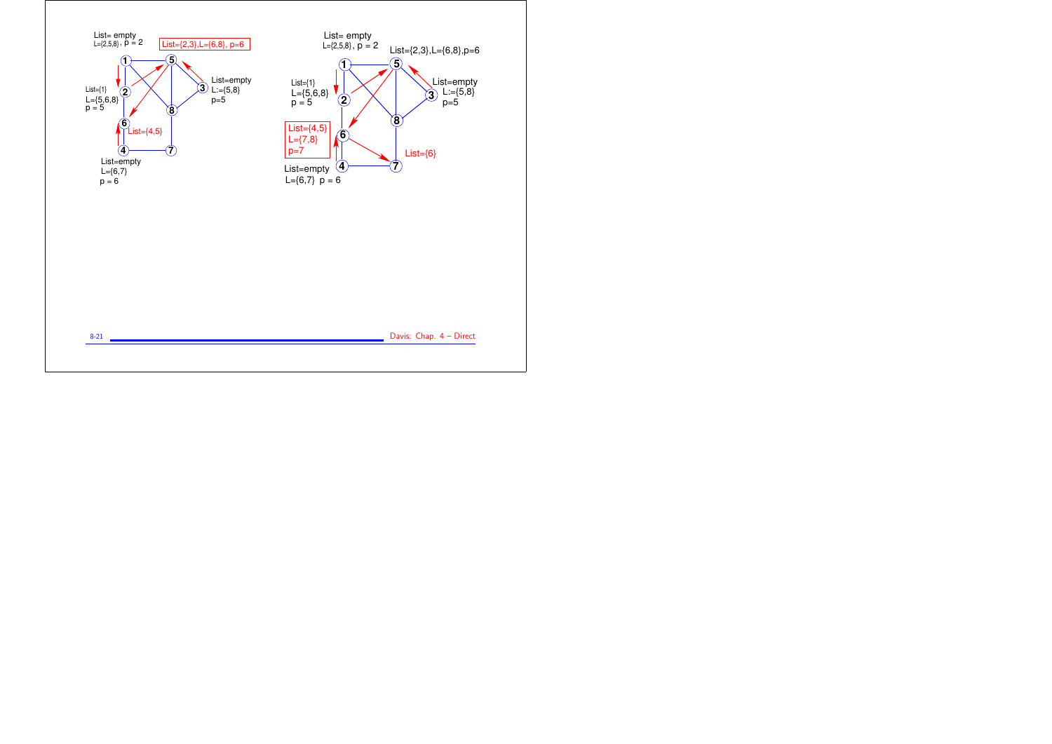List= empty
L={2,5,8}, p = 2

List={2,3},L={6,8}, p=6

List={1}
L={5,6,8}
p = 5

List=empty
L:={5,8}
p=5

List={4,5}

List=empty
L={6,7}
p = 6

List= empty
L={2,5,8}, p = 2

List={2,3},L={6,8},p=6

List={1}
L={5,6,8}
p = 5

List=empty
L:={5,8}
p=5

List={4,5}
L={7,8}
p=7

List={6}

List=empty
L={6,7} p = 6